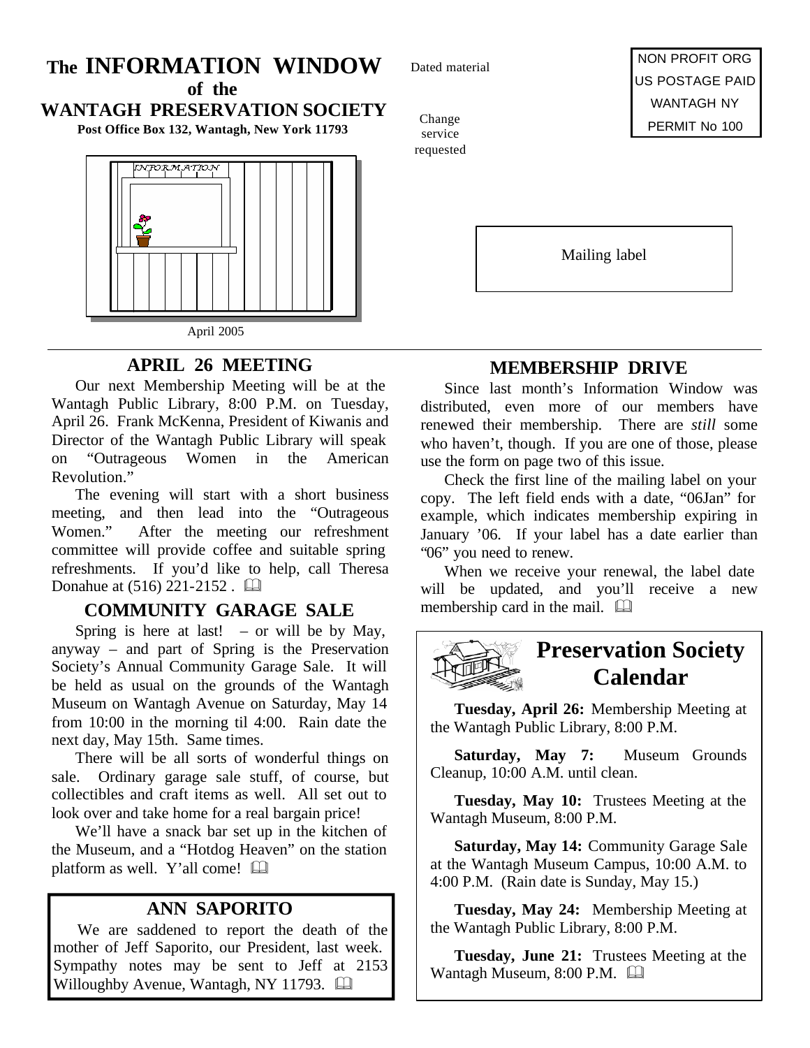# The INFORMATION WINDOW of the WANTAGH PRESERVATION SOCIETY

**Post Office Box 132, Wantagh, New York 11793**

Dated material

Change service requested

NON PROFIT ORG
US POSTAGE PAID
WANTAGH NY
PERMIT No 100

Mailing label

April 2005

## APRIL 26 MEETING

Our next Membership Meeting will be at the Wantagh Public Library, 8:00 P.M. on Tuesday, April 26. Frank McKenna, President of Kiwanis and Director of the Wantagh Public Library will speak on "Outrageous Women in the American Revolution."

The evening will start with a short business meeting, and then lead into the "Outrageous Women." After the meeting our refreshment committee will provide coffee and suitable spring refreshments. If you'd like to help, call Theresa Donahue at (516) 221-2152 . 🕮

## COMMUNITY GARAGE SALE

Spring is here at last! – or will be by May, anyway – and part of Spring is the Preservation Society's Annual Community Garage Sale. It will be held as usual on the grounds of the Wantagh Museum on Wantagh Avenue on Saturday, May 14 from 10:00 in the morning til 4:00. Rain date the next day, May 15th. Same times.

There will be all sorts of wonderful things on sale. Ordinary garage sale stuff, of course, but collectibles and craft items as well. All set out to look over and take home for a real bargain price!

We'll have a snack bar set up in the kitchen of the Museum, and a "Hotdog Heaven" on the station platform as well. Y'all come! 🕮

## ANN SAPORITO

We are saddened to report the death of the mother of Jeff Saporito, our President, last week. Sympathy notes may be sent to Jeff at 2153 Willoughby Avenue, Wantagh, NY 11793. 🕮

## MEMBERSHIP DRIVE

Since last month's Information Window was distributed, even more of our members have renewed their membership. There are *still* some who haven't, though. If you are one of those, please use the form on page two of this issue.

Check the first line of the mailing label on your copy. The left field ends with a date, "06Jan" for example, which indicates membership expiring in January '06. If your label has a date earlier than "06" you need to renew.

When we receive your renewal, the label date will be updated, and you'll receive a new membership card in the mail. 🕮

## Preservation Society Calendar

**Tuesday, April 26:** Membership Meeting at the Wantagh Public Library, 8:00 P.M.

**Saturday, May 7:** Museum Grounds Cleanup, 10:00 A.M. until clean.

**Tuesday, May 10:** Trustees Meeting at the Wantagh Museum, 8:00 P.M.

**Saturday, May 14:** Community Garage Sale at the Wantagh Museum Campus, 10:00 A.M. to 4:00 P.M. (Rain date is Sunday, May 15.)

**Tuesday, May 24:** Membership Meeting at the Wantagh Public Library, 8:00 P.M.

**Tuesday, June 21:** Trustees Meeting at the Wantagh Museum, 8:00 P.M. 🕮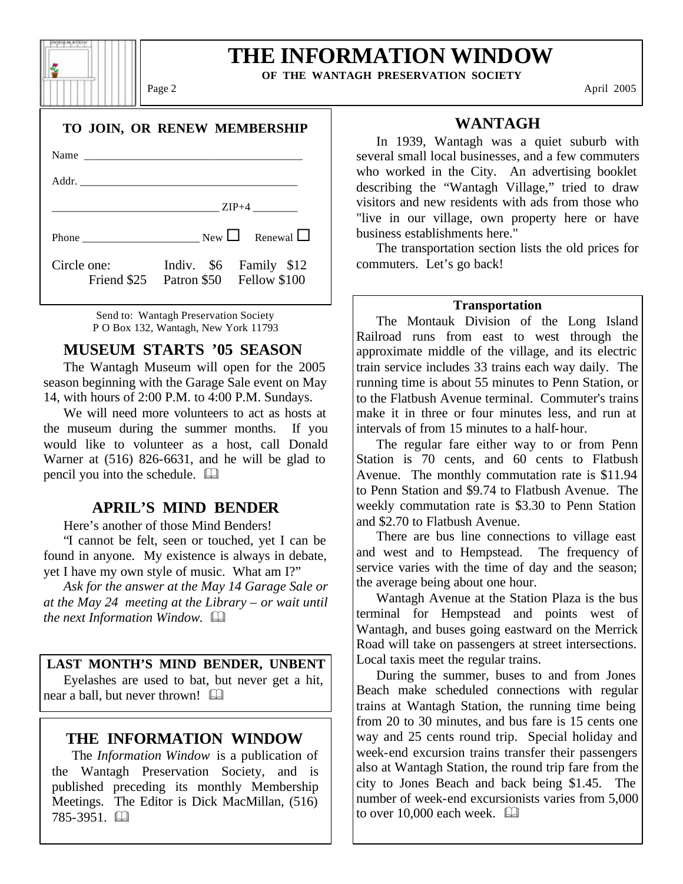# THE INFORMATION WINDOW

**OF THE WANTAGH PRESERVATION SOCIETY**

April 2005

## TO JOIN, OR RENEW MEMBERSHIP

Name ______________________________________

Addr. ______________________________________

____________________________ ZIP+4 ________

Phone ____________________ New ☐ Renewal ☐

Circle one: Indiv. $6 Family $12
Friend $25 Patron $50 Fellow $100

Send to: Wantagh Preservation Society
P O Box 132, Wantagh, New York 11793

## MUSEUM STARTS '05 SEASON

The Wantagh Museum will open for the 2005 season beginning with the Garage Sale event on May 14, with hours of 2:00 P.M. to 4:00 P.M. Sundays.

We will need more volunteers to act as hosts at the museum during the summer months. If you would like to volunteer as a host, call Donald Warner at (516) 826-6631, and he will be glad to pencil you into the schedule. 🕮

## APRIL'S MIND BENDER

Here's another of those Mind Benders!

"I cannot be felt, seen or touched, yet I can be found in anyone. My existence is always in debate, yet I have my own style of music. What am I?"

*Ask for the answer at the May 14 Garage Sale or at the May 24 meeting at the Library – or wait until the next Information Window.* 🕮

## LAST MONTH'S MIND BENDER, UNBENT

Eyelashes are used to bat, but never get a hit, near a ball, but never thrown! 🕮

## THE INFORMATION WINDOW

The *Information Window* is a publication of the Wantagh Preservation Society, and is published preceding its monthly Membership Meetings. The Editor is Dick MacMillan, (516) 785-3951. 🕮

## WANTAGH

In 1939, Wantagh was a quiet suburb with several small local businesses, and a few commuters who worked in the City. An advertising booklet describing the "Wantagh Village," tried to draw visitors and new residents with ads from those who "live in our village, own property here or have business establishments here."

The transportation section lists the old prices for commuters. Let's go back!

### Transportation

The Montauk Division of the Long Island Railroad runs from east to west through the approximate middle of the village, and its electric train service includes 33 trains each way daily. The running time is about 55 minutes to Penn Station, or to the Flatbush Avenue terminal. Commuter's trains make it in three or four minutes less, and run at intervals of from 15 minutes to a half-hour.

The regular fare either way to or from Penn Station is 70 cents, and 60 cents to Flatbush Avenue. The monthly commutation rate is $11.94 to Penn Station and $9.74 to Flatbush Avenue. The weekly commutation rate is $3.30 to Penn Station and $2.70 to Flatbush Avenue.

There are bus line connections to village east and west and to Hempstead. The frequency of service varies with the time of day and the season; the average being about one hour.

Wantagh Avenue at the Station Plaza is the bus terminal for Hempstead and points west of Wantagh, and buses going eastward on the Merrick Road will take on passengers at street intersections. Local taxis meet the regular trains.

During the summer, buses to and from Jones Beach make scheduled connections with regular trains at Wantagh Station, the running time being from 20 to 30 minutes, and bus fare is 15 cents one way and 25 cents round trip. Special holiday and week-end excursion trains transfer their passengers also at Wantagh Station, the round trip fare from the city to Jones Beach and back being $1.45. The number of week-end excursionists varies from 5,000 to over 10,000 each week. 🕮